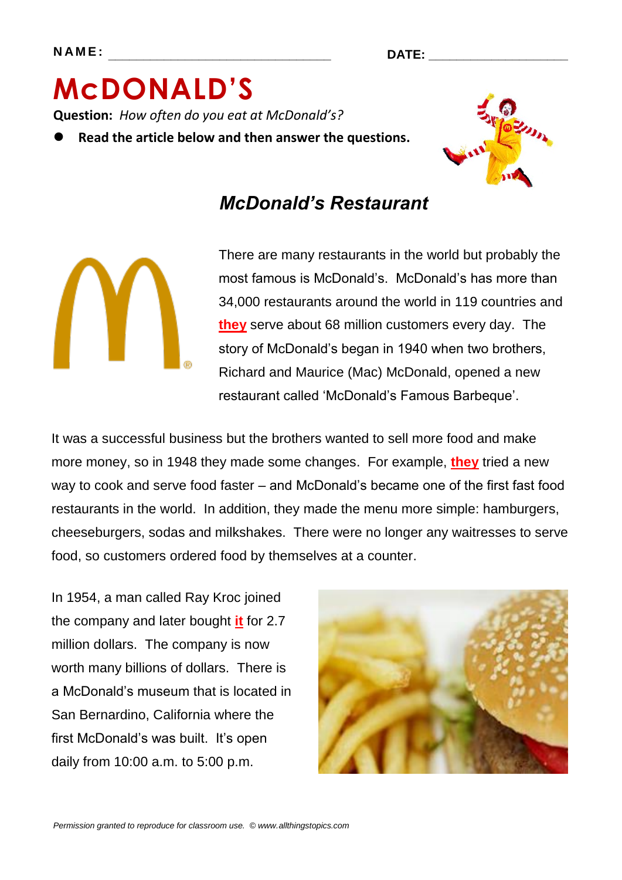NAME: ______________________________ DATE: ____________________

# McDONALD'S

**Question:** *How often do you eat at McDonald's?*

- **Read the article below and then answer the questions.**

## *McDonald's Restaurant*

There are many restaurants in the world but probably the most famous is McDonald's. McDonald's has more than 34,000 restaurants around the world in 119 countries and **they** serve about 68 million customers every day. The story of McDonald's began in 1940 when two brothers, Richard and Maurice (Mac) McDonald, opened a new restaurant called 'McDonald's Famous Barbeque'.

It was a successful business but the brothers wanted to sell more food and make more money, so in 1948 they made some changes. For example, **they** tried a new way to cook and serve food faster – and McDonald's became one of the first fast food restaurants in the world. In addition, they made the menu more simple: hamburgers, cheeseburgers, sodas and milkshakes. There were no longer any waitresses to serve food, so customers ordered food by themselves at a counter.

In 1954, a man called Ray Kroc joined the company and later bought **it** for 2.7 million dollars. The company is now worth many billions of dollars. There is a McDonald's museum that is located in San Bernardino, California where the first McDonald's was built. It's open daily from 10:00 a.m. to 5:00 p.m.

*Permission granted to reproduce for classroom use. © www.allthingstopics.com*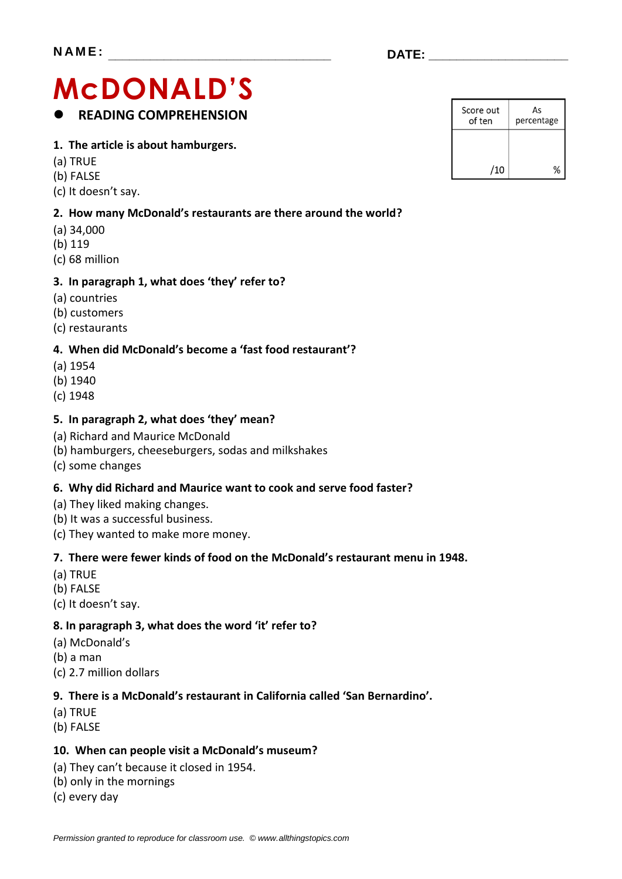**NAME:** ________________________________ **DATE:** ____________________

# McDONALD'S

- **READING COMPREHENSION**

| Score out of ten | As percentage |
|---|---|
| /10 | % |

**1. The article is about hamburgers.**

(a) TRUE
(b) FALSE
(c) It doesn't say.

**2. How many McDonald's restaurants are there around the world?**

(a) 34,000
(b) 119
(c) 68 million

**3. In paragraph 1, what does 'they' refer to?**

(a) countries
(b) customers
(c) restaurants

**4. When did McDonald's become a 'fast food restaurant'?**

(a) 1954
(b) 1940
(c) 1948

**5. In paragraph 2, what does 'they' mean?**

(a) Richard and Maurice McDonald
(b) hamburgers, cheeseburgers, sodas and milkshakes
(c) some changes

**6. Why did Richard and Maurice want to cook and serve food faster?**

(a) They liked making changes.
(b) It was a successful business.
(c) They wanted to make more money.

**7. There were fewer kinds of food on the McDonald's restaurant menu in 1948.**

(a) TRUE
(b) FALSE
(c) It doesn't say.

**8. In paragraph 3, what does the word 'it' refer to?**

(a) McDonald's
(b) a man
(c) 2.7 million dollars

**9. There is a McDonald's restaurant in California called 'San Bernardino'.**

(a) TRUE
(b) FALSE

**10. When can people visit a McDonald's museum?**

(a) They can't because it closed in 1954.
(b) only in the mornings
(c) every day

*Permission granted to reproduce for classroom use. © www.allthingstopics.com*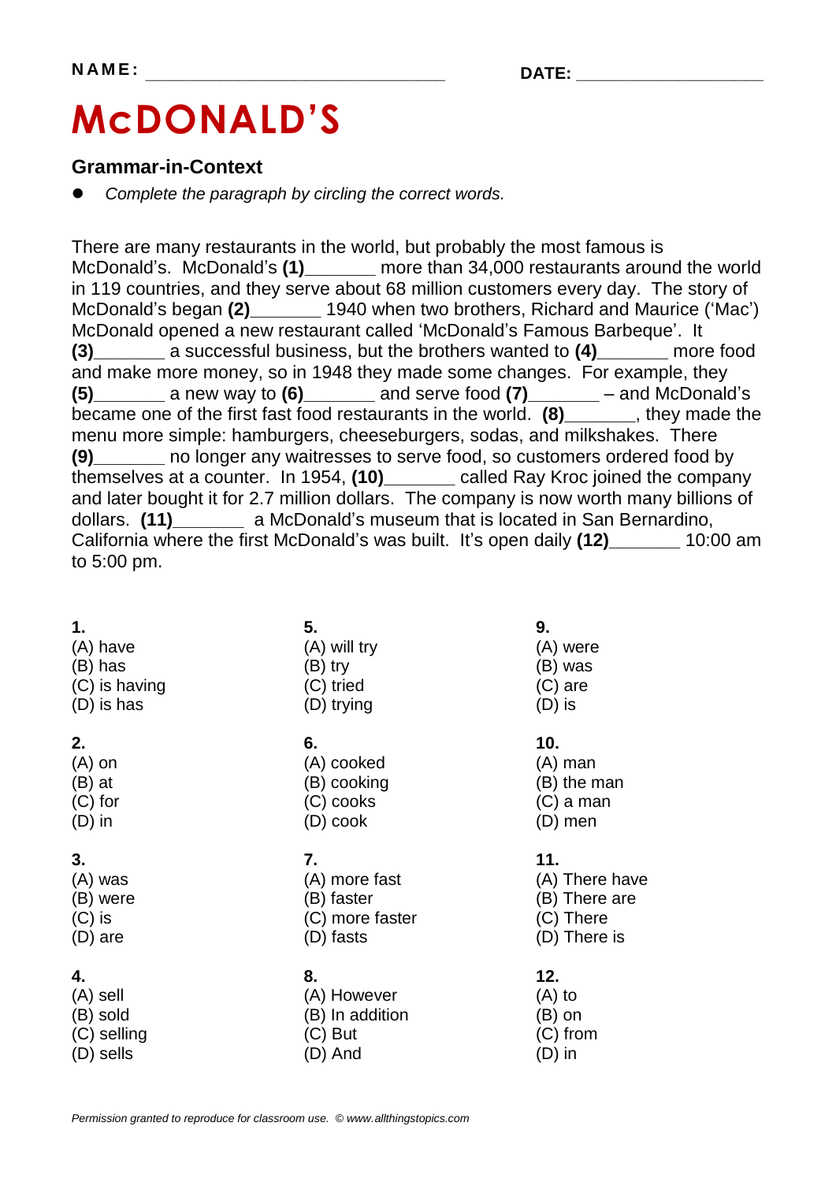NAME: _______________________________ DATE: ___________________

# McDONALD'S

## Grammar-in-Context

- *Complete the paragraph by circling the correct words.*

There are many restaurants in the world, but probably the most famous is McDonald's. McDonald's **(1)**_______ more than 34,000 restaurants around the world in 119 countries, and they serve about 68 million customers every day. The story of McDonald's began **(2)**_______ 1940 when two brothers, Richard and Maurice ('Mac') McDonald opened a new restaurant called 'McDonald's Famous Barbeque'. It **(3)**_______ a successful business, but the brothers wanted to **(4)**_______ more food and make more money, so in 1948 they made some changes. For example, they **(5)**_______ a new way to **(6)**_______ and serve food **(7)**_______ – and McDonald's became one of the first fast food restaurants in the world. **(8)**_______, they made the menu more simple: hamburgers, cheeseburgers, sodas, and milkshakes. There **(9)**_______ no longer any waitresses to serve food, so customers ordered food by themselves at a counter. In 1954, **(10)**_______ called Ray Kroc joined the company and later bought it for 2.7 million dollars. The company is now worth many billions of dollars. **(11)**_______ a McDonald's museum that is located in San Bernardino, California where the first McDonald's was built. It's open daily **(12)**_______ 10:00 am to 5:00 pm.

**1.**
(A) have
(B) has
(C) is having
(D) is has

**2.**
(A) on
(B) at
(C) for
(D) in

**3.**
(A) was
(B) were
(C) is
(D) are

**4.**
(A) sell
(B) sold
(C) selling
(D) sells

**5.**
(A) will try
(B) try
(C) tried
(D) trying

**6.**
(A) cooked
(B) cooking
(C) cooks
(D) cook

**7.**
(A) more fast
(B) faster
(C) more faster
(D) fasts

**8.**
(A) However
(B) In addition
(C) But
(D) And

**9.**
(A) were
(B) was
(C) are
(D) is

**10.**
(A) man
(B) the man
(C) a man
(D) men

**11.**
(A) There have
(B) There are
(C) There
(D) There is

**12.**
(A) to
(B) on
(C) from
(D) in

*Permission granted to reproduce for classroom use. © www.allthingstopics.com*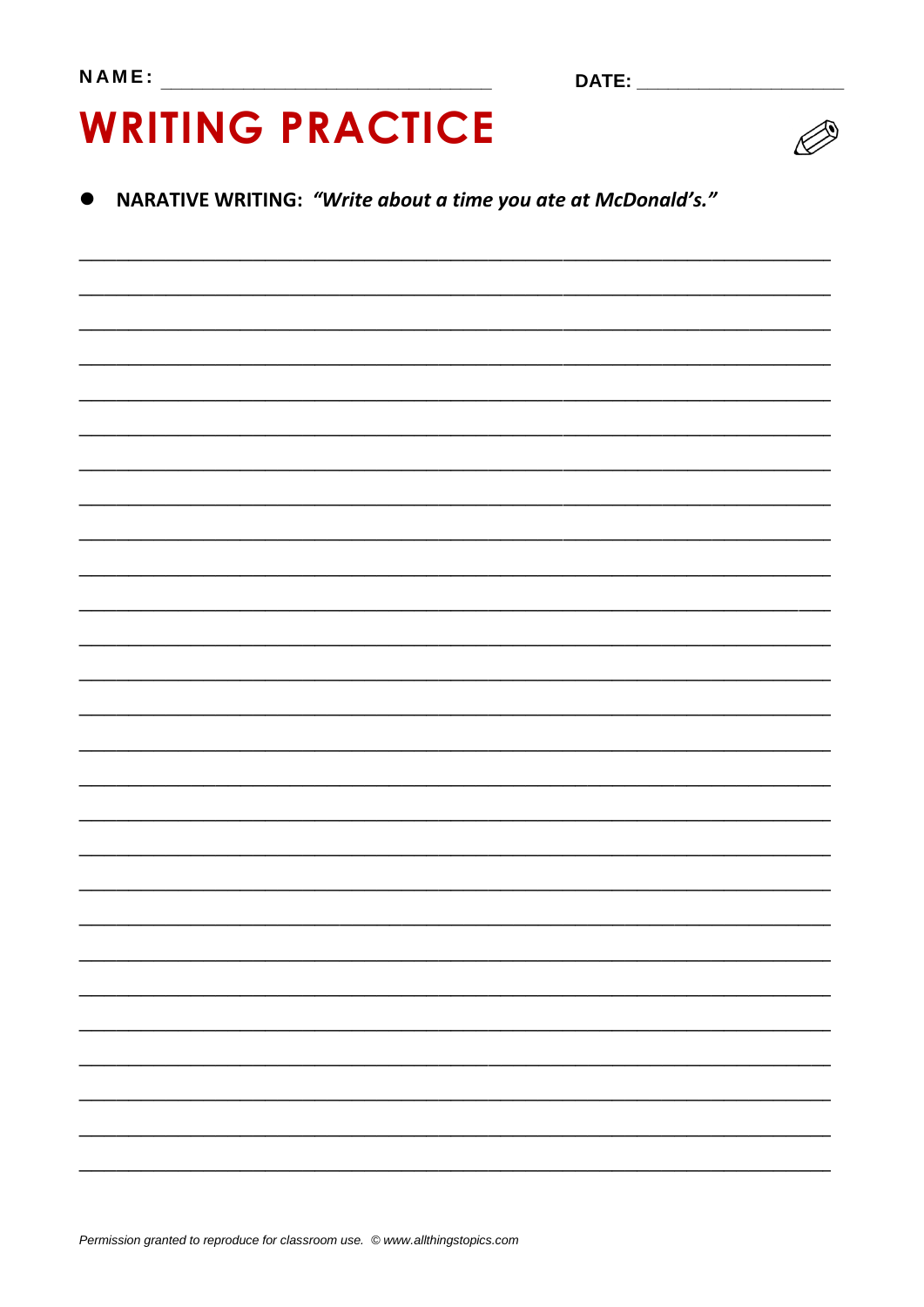NAME: ______________________________ DATE: ____________________

# WRITING PRACTICE

- **NARATIVE WRITING:** ***"Write about a time you ate at McDonald's."***

___________________________________________________________________________

___________________________________________________________________________

___________________________________________________________________________

___________________________________________________________________________

___________________________________________________________________________

___________________________________________________________________________

___________________________________________________________________________

___________________________________________________________________________

___________________________________________________________________________

___________________________________________________________________________

___________________________________________________________________________

___________________________________________________________________________

___________________________________________________________________________

___________________________________________________________________________

___________________________________________________________________________

___________________________________________________________________________

___________________________________________________________________________

___________________________________________________________________________

___________________________________________________________________________

___________________________________________________________________________

___________________________________________________________________________

___________________________________________________________________________

___________________________________________________________________________

___________________________________________________________________________

___________________________________________________________________________

___________________________________________________________________________

___________________________________________________________________________

*Permission granted to reproduce for classroom use. © www.allthingstopics.com*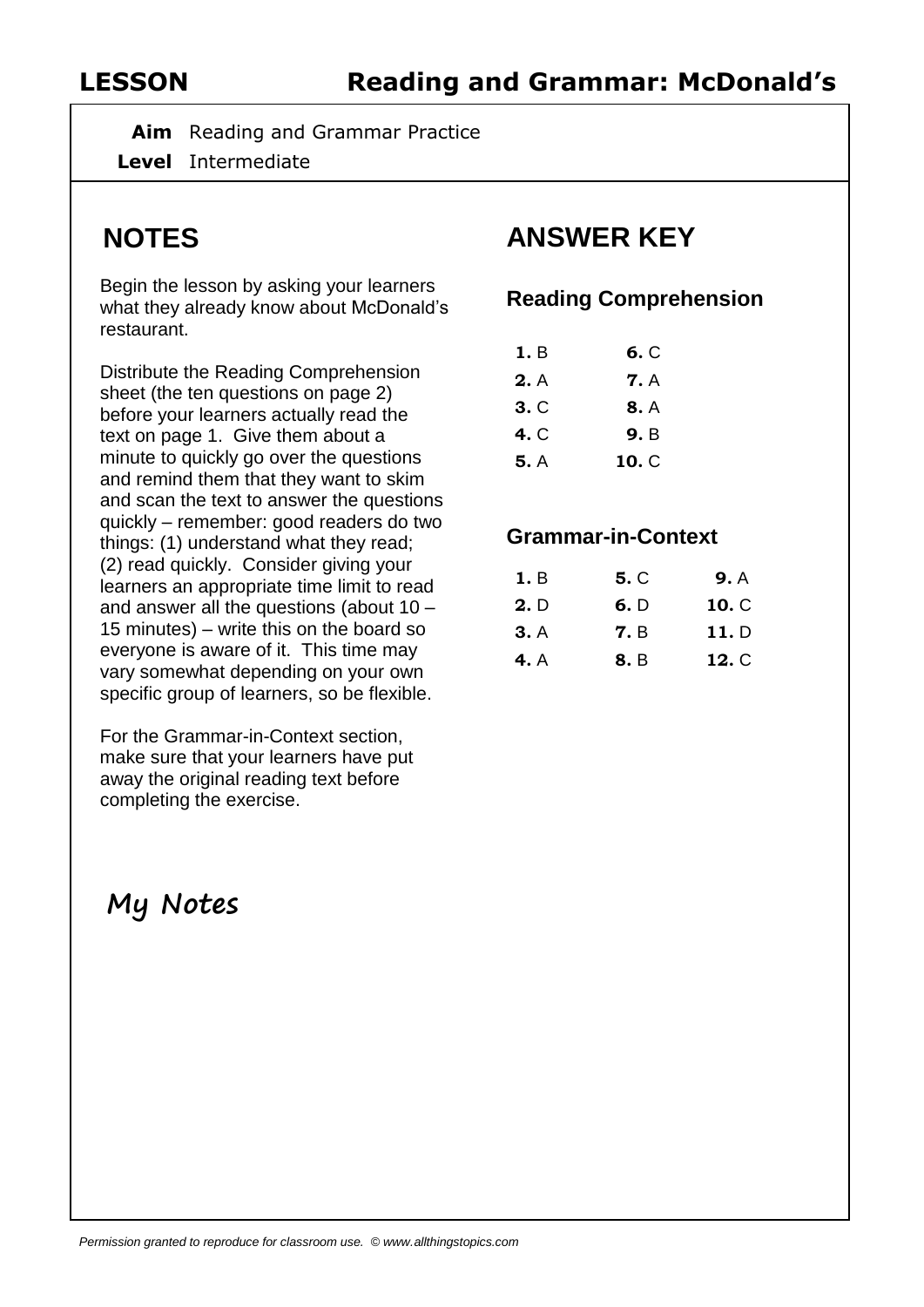# LESSON Reading and Grammar: McDonald's

**Aim** Reading and Grammar Practice
**Level** Intermediate

## NOTES

Begin the lesson by asking your learners what they already know about McDonald's restaurant.

Distribute the Reading Comprehension sheet (the ten questions on page 2) before your learners actually read the text on page 1. Give them about a minute to quickly go over the questions and remind them that they want to skim and scan the text to answer the questions quickly – remember: good readers do two things: (1) understand what they read; (2) read quickly. Consider giving your learners an appropriate time limit to read and answer all the questions (about 10 – 15 minutes) – write this on the board so everyone is aware of it. This time may vary somewhat depending on your own specific group of learners, so be flexible.

For the Grammar-in-Context section, make sure that your learners have put away the original reading text before completing the exercise.

## ANSWER KEY

### Reading Comprehension

| | |
|---|---|
| **1.** B | **6.** C |
| **2.** A | **7.** A |
| **3.** C | **8.** A |
| **4.** C | **9.** B |
| **5.** A | **10.** C |

### Grammar-in-Context

| | | |
|---|---|---|
| **1.** B | **5.** C | **9.** A |
| **2.** D | **6.** D | **10.** C |
| **3.** A | **7.** B | **11.** D |
| **4.** A | **8.** B | **12.** C |

## *My Notes*

*Permission granted to reproduce for classroom use. © www.allthingstopics.com*